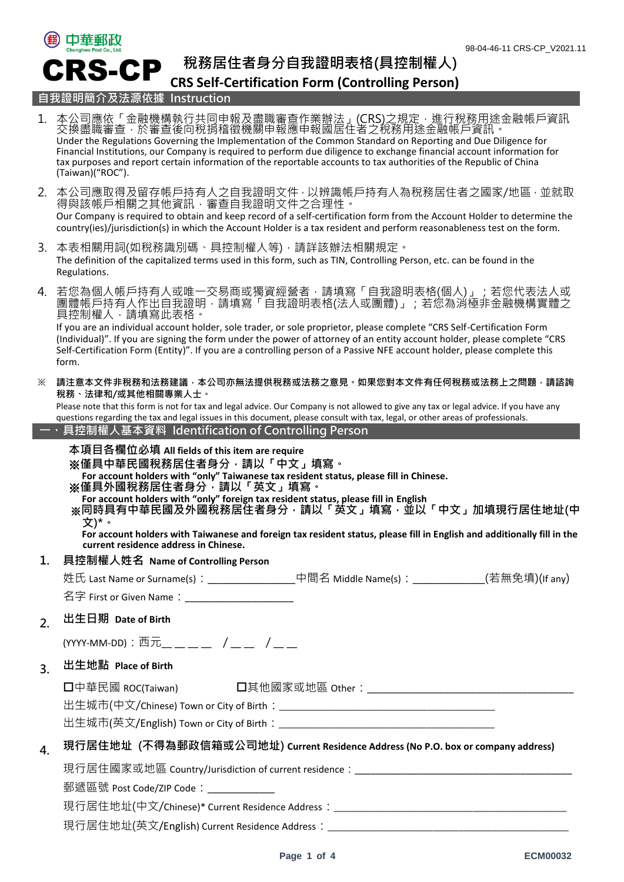中華郵政 Chunghwa Post Co., Ltd.

98-04-46-11 CRS-CP_V2021.11

# CRS-CP 稅務居住者身分自我證明表格(具控制權人) CRS Self-Certification Form (Controlling Person)

## 自我證明簡介及法源依據 Instruction

1. 本公司應依「金融機構執行共同申報及盡職審查作業辦法」(CRS)之規定，進行稅務用途金融帳戶資訊交換盡職審查，於審查後向稅捐稽徵機關申報應申報國居住者之稅務用途金融帳戶資訊。
   Under the Regulations Governing the Implementation of the Common Standard on Reporting and Due Diligence for Financial Institutions, our Company is required to perform due diligence to exchange financial account information for tax purposes and report certain information of the reportable accounts to tax authorities of the Republic of China (Taiwan)("ROC").

2. 本公司應取得及留存帳戶持有人之自我證明文件，以辨識帳戶持有人為稅務居住者之國家/地區，並就取得與該帳戶相關之其他資訊，審查自我證明文件之合理性。
   Our Company is required to obtain and keep record of a self-certification form from the Account Holder to determine the country(ies)/jurisdiction(s) in which the Account Holder is a tax resident and perform reasonableness test on the form.

3. 本表相關用詞(如稅務識別碼、具控制權人等)，請詳該辦法相關規定。
   The definition of the capitalized terms used in this form, such as TIN, Controlling Person, etc. can be found in the Regulations.

4. 若您為個人帳戶持有人或唯一交易商或獨資經營者，請填寫「自我證明表格(個人)」；若您代表法人或團體帳戶持有人作出自我證明，請填寫「自我證明表格(法人或團體)」；若您為消極非金融機構實體之具控制權人，請填寫此表格。
   If you are an individual account holder, sole trader, or sole proprietor, please complete "CRS Self-Certification Form (Individual)". If you are signing the form under the power of attorney of an entity account holder, please complete "CRS Self-Certification Form (Entity)". If you are a controlling person of a Passive NFE account holder, please complete this form.

※ **請注意本文件非稅務和法務建議，本公司亦無法提供稅務或法務之意見。如果您對本文件有任何稅務或法務上之問題，請諮詢稅務、法律和/或其他相關專業人士。**
Please note that this form is not for tax and legal advice. Our Company is not allowed to give any tax or legal advice. If you have any questions regarding the tax and legal issues in this document, please consult with tax, legal, or other areas of professionals.

## 一、具控制權人基本資料 Identification of Controlling Person

**本項目各欄位必填 All fields of this item are require**

**※僅具中華民國稅務居住者身分，請以「中文」填寫。**
**For account holders with "only" Taiwanese tax resident status, please fill in Chinese.**

**※僅具外國稅務居住者身分，請以「英文」填寫。**
**For account holders with "only" foreign tax resident status, please fill in English**

**※同時具有中華民國及外國稅務居住者身分，請以「英文」填寫，並以「中文」加填現行居住地址(中文)*。**
**For account holders with Taiwanese and foreign tax resident status, please fill in English and additionally fill in the current residence address in Chinese.**

1. **具控制權人姓名 Name of Controlling Person**

   姓氏 Last Name or Surname(s)：_______________中間名 Middle Name(s)：_____________(若無免填)(If any)

   名字 First or Given Name：____________________

2. **出生日期 Date of Birth**

   (YYYY-MM-DD)：西元＿＿＿＿ /＿＿ /＿＿

3. **出生地點 Place of Birth**

   ☐中華民國 ROC(Taiwan)　　☐其他國家或地區 Other：______________________________________

   出生城市(中文/Chinese) Town or City of Birth：________________________________________

   出生城市(英文/English) Town or City of Birth：________________________________________

4. **現行居住地址 (不得為郵政信箱或公司地址) Current Residence Address (No P.O. box or company address)**

   現行居住國家或地區 Country/Jurisdiction of current residence：________________________________________

   郵遞區號 Post Code/ZIP Code：____________

   現行居住地址(中文/Chinese)* Current Residence Address：____________________________________________

   現行居住地址(英文/English) Current Residence Address：____________________________________________

ECM00032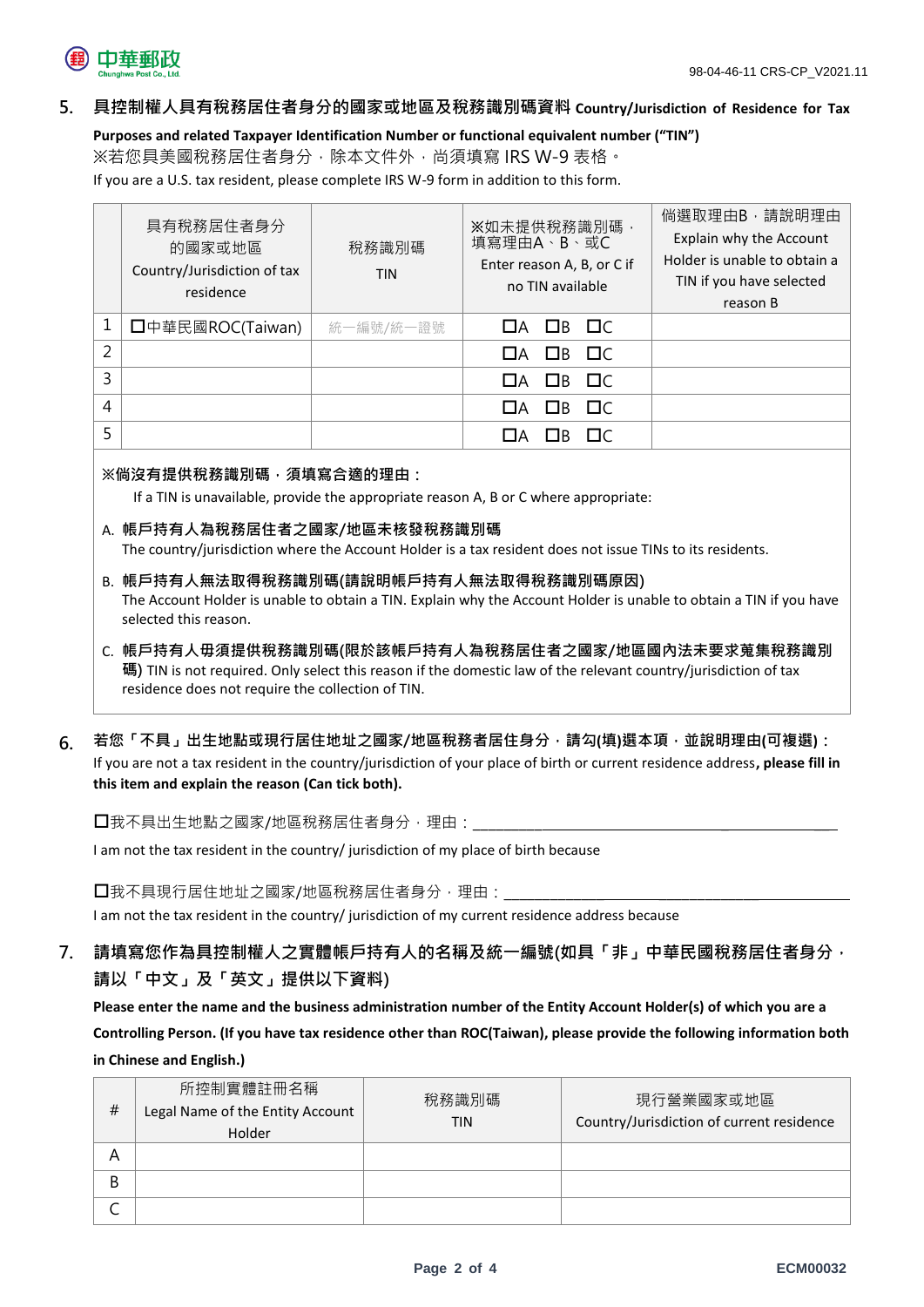## 5. 具控制權人具有稅務居住者身分的國家或地區及稅務識別碼資料 Country/Jurisdiction of Residence for Tax Purposes and related Taxpayer Identification Number or functional equivalent number (“TIN”)

※若您具美國稅務居住者身分，除本文件外，尚須填寫 IRS W-9 表格。

If you are a U.S. tax resident, please complete IRS W-9 form in addition to this form.

| | 具有稅務居住者身分的國家或地區 Country/Jurisdiction of tax residence | 稅務識別碼 TIN | ※如未提供稅務識別碼，填寫理由A、B、或C Enter reason A, B, or C if no TIN available | 倘選取理由B，請說明理由 Explain why the Account Holder is unable to obtain a TIN if you have selected reason B |
|---|---|---|---|---|
| 1 | ☐中華民國ROC(Taiwan) | 統一編號/統一證號 | ☐A ☐B ☐C | |
| 2 | | | ☐A ☐B ☐C | |
| 3 | | | ☐A ☐B ☐C | |
| 4 | | | ☐A ☐B ☐C | |
| 5 | | | ☐A ☐B ☐C | |

**※倘沒有提供稅務識別碼，須填寫合適的理由：**

If a TIN is unavailable, provide the appropriate reason A, B or C where appropriate:

A. **帳戶持有人為稅務居住者之國家/地區未核發稅務識別碼**
The country/jurisdiction where the Account Holder is a tax resident does not issue TINs to its residents.

B. **帳戶持有人無法取得稅務識別碼(請說明帳戶持有人無法取得稅務識別碼原因)**
The Account Holder is unable to obtain a TIN. Explain why the Account Holder is unable to obtain a TIN if you have selected this reason.

C. **帳戶持有人毋須提供稅務識別碼(限於該帳戶持有人為稅務居住者之國家/地區國內法未要求蒐集稅務識別碼)** TIN is not required. Only select this reason if the domestic law of the relevant country/jurisdiction of tax residence does not require the collection of TIN.

## 6. 若您「不具」出生地點或現行居住地址之國家/地區稅務者居住身分，請勾(填)選本項，並說明理由(可複選)：

If you are not a tax resident in the country/jurisdiction of your place of birth or current residence address**, please fill in this item and explain the reason (Can tick both).**

☐我不具出生地點之國家/地區稅務居住者身分，理由：______________________________

I am not the tax resident in the country/ jurisdiction of my place of birth because

☐我不具現行居住地址之國家/地區稅務居住者身分，理由：______________________________

I am not the tax resident in the country/ jurisdiction of my current residence address because

## 7. 請填寫您作為具控制權人之實體帳戶持有人的名稱及統一編號(如具「非」中華民國稅務居住者身分，請以「中文」及「英文」提供以下資料)

**Please enter the name and the business administration number of the Entity Account Holder(s) of which you are a Controlling Person. (If you have tax residence other than ROC(Taiwan), please provide the following information both in Chinese and English.)**

| # | 所控制實體註冊名稱 Legal Name of the Entity Account Holder | 稅務識別碼 TIN | 現行營業國家或地區 Country/Jurisdiction of current residence |
|---|---|---|---|
| A | | | |
| B | | | |
| C | | | |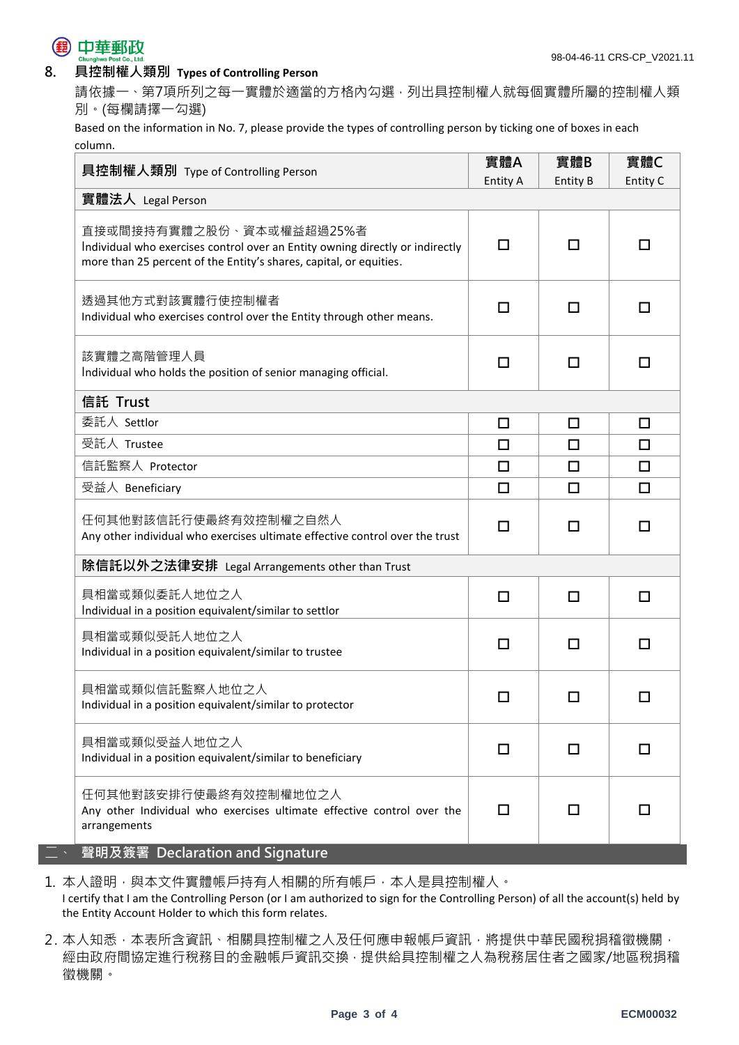## 8. 具控制權人類別 Types of Controlling Person

請依據一、第7項所列之每一實體於適當的方格內勾選，列出具控制權人就每個實體所屬的控制權人類別。(每欄請擇一勾選)

Based on the information in No. 7, please provide the types of controlling person by ticking one of boxes in each column.

| **具控制權人類別** Type of Controlling Person | **實體A** Entity A | **實體B** Entity B | **實體C** Entity C |
|---|---|---|---|
| **實體法人** Legal Person | | | |
| 直接或間接持有實體之股份、資本或權益超過25%者<br>Individual who exercises control over an Entity owning directly or indirectly more than 25 percent of the Entity's shares, capital, or equities. | ☐ | ☐ | ☐ |
| 透過其他方式對該實體行使控制權者<br>Individual who exercises control over the Entity through other means. | ☐ | ☐ | ☐ |
| 該實體之高階管理人員<br>Individual who holds the position of senior managing official. | ☐ | ☐ | ☐ |
| **信託 Trust** | | | |
| 委託人 Settlor | ☐ | ☐ | ☐ |
| 受託人 Trustee | ☐ | ☐ | ☐ |
| 信託監察人 Protector | ☐ | ☐ | ☐ |
| 受益人 Beneficiary | ☐ | ☐ | ☐ |
| 任何其他對該信託行使最終有效控制權之自然人<br>Any other individual who exercises ultimate effective control over the trust | ☐ | ☐ | ☐ |
| **除信託以外之法律安排** Legal Arrangements other than Trust | | | |
| 具相當或類似委託人地位之人<br>Individual in a position equivalent/similar to settlor | ☐ | ☐ | ☐ |
| 具相當或類似受託人地位之人<br>Individual in a position equivalent/similar to trustee | ☐ | ☐ | ☐ |
| 具相當或類似信託監察人地位之人<br>Individual in a position equivalent/similar to protector | ☐ | ☐ | ☐ |
| 具相當或類似受益人地位之人<br>Individual in a position equivalent/similar to beneficiary | ☐ | ☐ | ☐ |
| 任何其他對該安排行使最終有效控制權地位之人<br>Any other Individual who exercises ultimate effective control over the arrangements | ☐ | ☐ | ☐ |

## 二、聲明及簽署 Declaration and Signature

1. 本人證明，與本文件實體帳戶持有人相關的所有帳戶，本人是具控制權人。
   I certify that I am the Controlling Person (or I am authorized to sign for the Controlling Person) of all the account(s) held by the Entity Account Holder to which this form relates.

2. 本人知悉，本表所含資訊、相關具控制權之人及任何應申報帳戶資訊，將提供中華民國稅捐稽徵機關，經由政府間協定進行稅務目的之金融帳戶資訊交換，提供給具控制權之人為稅務居住者之國家/地區稅捐稽徵機關。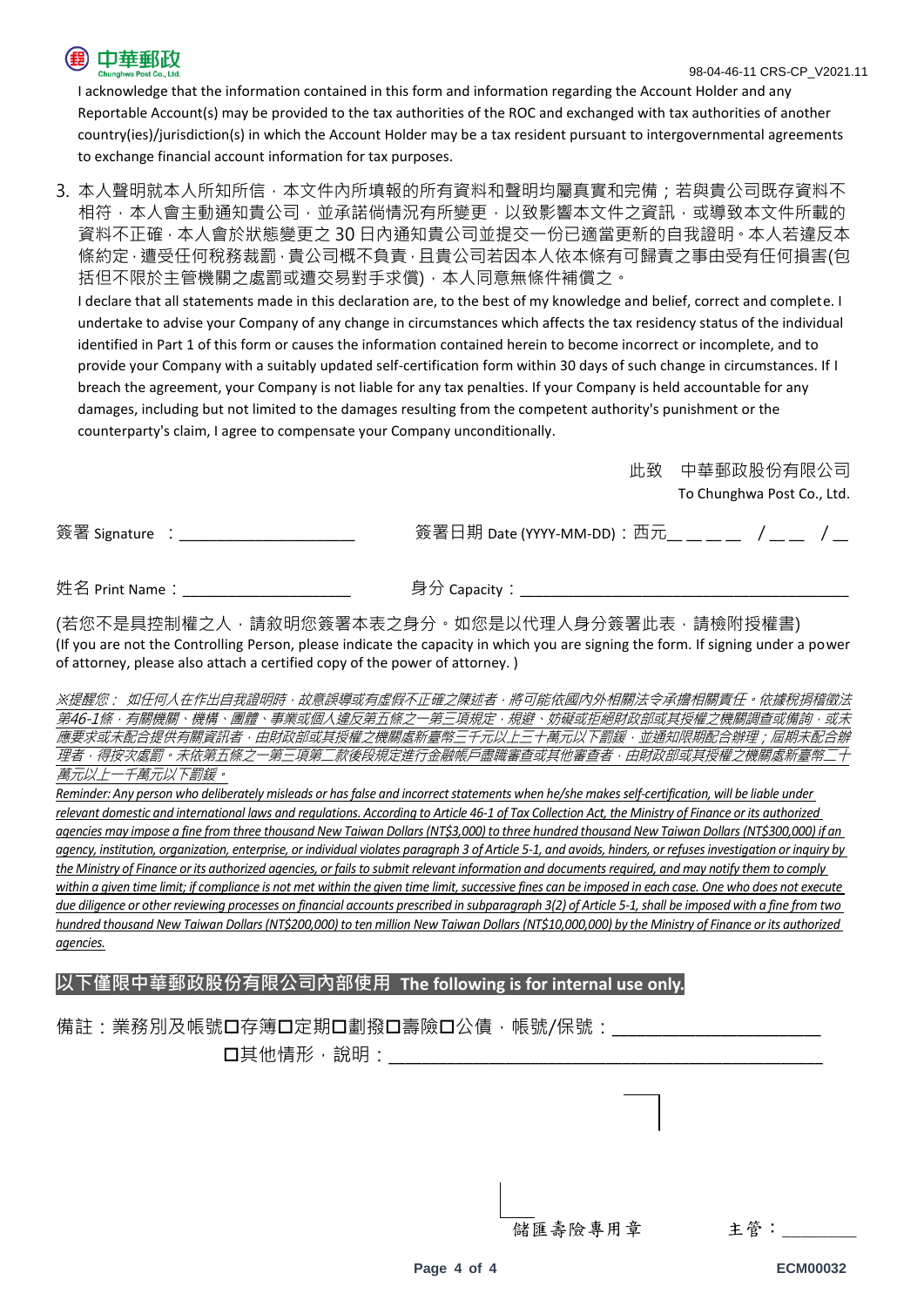I acknowledge that the information contained in this form and information regarding the Account Holder and any Reportable Account(s) may be provided to the tax authorities of the ROC and exchanged with tax authorities of another country(ies)/jurisdiction(s) in which the Account Holder may be a tax resident pursuant to intergovernmental agreements to exchange financial account information for tax purposes.

3. 本人聲明就本人所知所信，本文件內所填報的所有資料和聲明均屬真實和完備；若與貴公司既存資料不相符，本人會主動通知貴公司，並承諾倘情況有所變更，以致影響本文件之資訊，或導致本文件所載的資料不正確，本人會於狀態變更之 30 日內通知貴公司並提交一份已適當更新的自我證明。本人若違反本條約定，遭受任何稅務裁罰，貴公司概不負責，且貴公司若因本人依本條有可歸責之事由受有任何損害(包括但不限於主管機關之處罰或遭交易對手求償)，本人同意無條件補償之。

   I declare that all statements made in this declaration are, to the best of my knowledge and belief, correct and complete. I undertake to advise your Company of any change in circumstances which affects the tax residency status of the individual identified in Part 1 of this form or causes the information contained herein to become incorrect or incomplete, and to provide your Company with a suitably updated self-certification form within 30 days of such change in circumstances. If I breach the agreement, your Company is not liable for any tax penalties. If your Company is held accountable for any damages, including but not limited to the damages resulting from the competent authority's punishment or the counterparty's claim, I agree to compensate your Company unconditionally.

此致　中華郵政股份有限公司
To Chunghwa Post Co., Ltd.

簽署 Signature ：______________________　　簽署日期 Date (YYYY-MM-DD)：西元_ _ _ _ / _ _ / _

姓名 Print Name：____________________　　身分 Capacity：________________________________________

(若您不是具控制權之人，請敘明您簽署本表之身分。如您是以代理人身分簽署此表，請檢附授權書)
(If you are not the Controlling Person, please indicate the capacity in which you are signing the form. If signing under a power of attorney, please also attach a certified copy of the power of attorney. )

*※提醒您： 如任何人在作出自我證明時，故意誤導或有虛假不正確之陳述者，將可能依國內外相關法令承擔相關責任。依據稅捐稽徵法第46-1條，有關機關、機構、團體、事業或個人違反第五條之一第三項規定，規避、妨礙或拒絕財政部或其授權之機關調查或備詢，或未應要求或未配合提供有關資訊者，由財政部或其授權之機關處新臺幣三千元以上三十萬元以下罰鍰，並通知限期配合辦理；屆期未配合辦理者，得按次處罰。未依第五條之一第三項第二款後段規定進行金融帳戶盡職審查或其他審查者，由財政部或其授權之機關處新臺幣二十萬元以上一千萬元以下罰鍰。*

*Reminder: Any person who deliberately misleads or has false and incorrect statements when he/she makes self-certification, will be liable under relevant domestic and international laws and regulations. According to Article 46-1 of Tax Collection Act, the Ministry of Finance or its authorized agencies may impose a fine from three thousand New Taiwan Dollars (NT$3,000) to three hundred thousand New Taiwan Dollars (NT$300,000) if an agency, institution, organization, enterprise, or individual violates paragraph 3 of Article 5-1, and avoids, hinders, or refuses investigation or inquiry by the Ministry of Finance or its authorized agencies, or fails to submit relevant information and documents required, and may notify them to comply within a given time limit; if compliance is not met within the given time limit, successive fines can be imposed in each case. One who does not execute due diligence or other reviewing processes on financial accounts prescribed in subparagraph 3(2) of Article 5-1, shall be imposed with a fine from two hundred thousand New Taiwan Dollars (NT$200,000) to ten million New Taiwan Dollars (NT$10,000,000) by the Ministry of Finance or its authorized agencies.*

## 以下僅限中華郵政股份有限公司內部使用 The following is for internal use only.

備註：業務別及帳號□存簿□定期□劃撥□壽險□公債，帳號/保號：______________________

□其他情形，說明：____________________________________________

儲匯壽險專用章　　主管：________